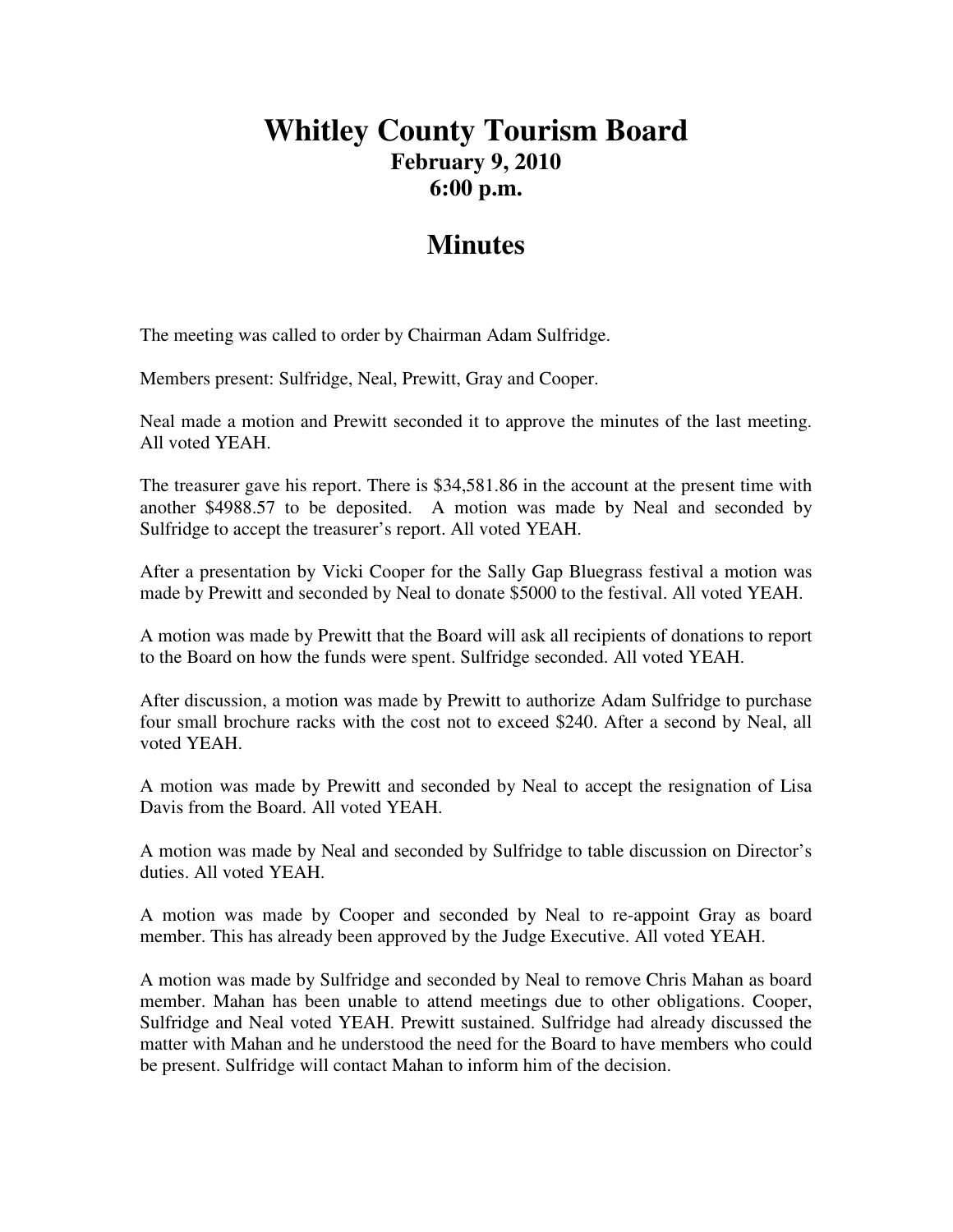# Whitley County Tourism Board

**February 9, 2010**
**6:00 p.m.**

## Minutes

The meeting was called to order by Chairman Adam Sulfridge.

Members present: Sulfridge, Neal, Prewitt, Gray and Cooper.

Neal made a motion and Prewitt seconded it to approve the minutes of the last meeting. All voted YEAH.

The treasurer gave his report. There is $34,581.86 in the account at the present time with another $4988.57 to be deposited. A motion was made by Neal and seconded by Sulfridge to accept the treasurer's report. All voted YEAH.

After a presentation by Vicki Cooper for the Sally Gap Bluegrass festival a motion was made by Prewitt and seconded by Neal to donate $5000 to the festival. All voted YEAH.

A motion was made by Prewitt that the Board will ask all recipients of donations to report to the Board on how the funds were spent. Sulfridge seconded. All voted YEAH.

After discussion, a motion was made by Prewitt to authorize Adam Sulfridge to purchase four small brochure racks with the cost not to exceed $240. After a second by Neal, all voted YEAH.

A motion was made by Prewitt and seconded by Neal to accept the resignation of Lisa Davis from the Board. All voted YEAH.

A motion was made by Neal and seconded by Sulfridge to table discussion on Director's duties. All voted YEAH.

A motion was made by Cooper and seconded by Neal to re-appoint Gray as board member. This has already been approved by the Judge Executive. All voted YEAH.

A motion was made by Sulfridge and seconded by Neal to remove Chris Mahan as board member. Mahan has been unable to attend meetings due to other obligations. Cooper, Sulfridge and Neal voted YEAH. Prewitt sustained. Sulfridge had already discussed the matter with Mahan and he understood the need for the Board to have members who could be present. Sulfridge will contact Mahan to inform him of the decision.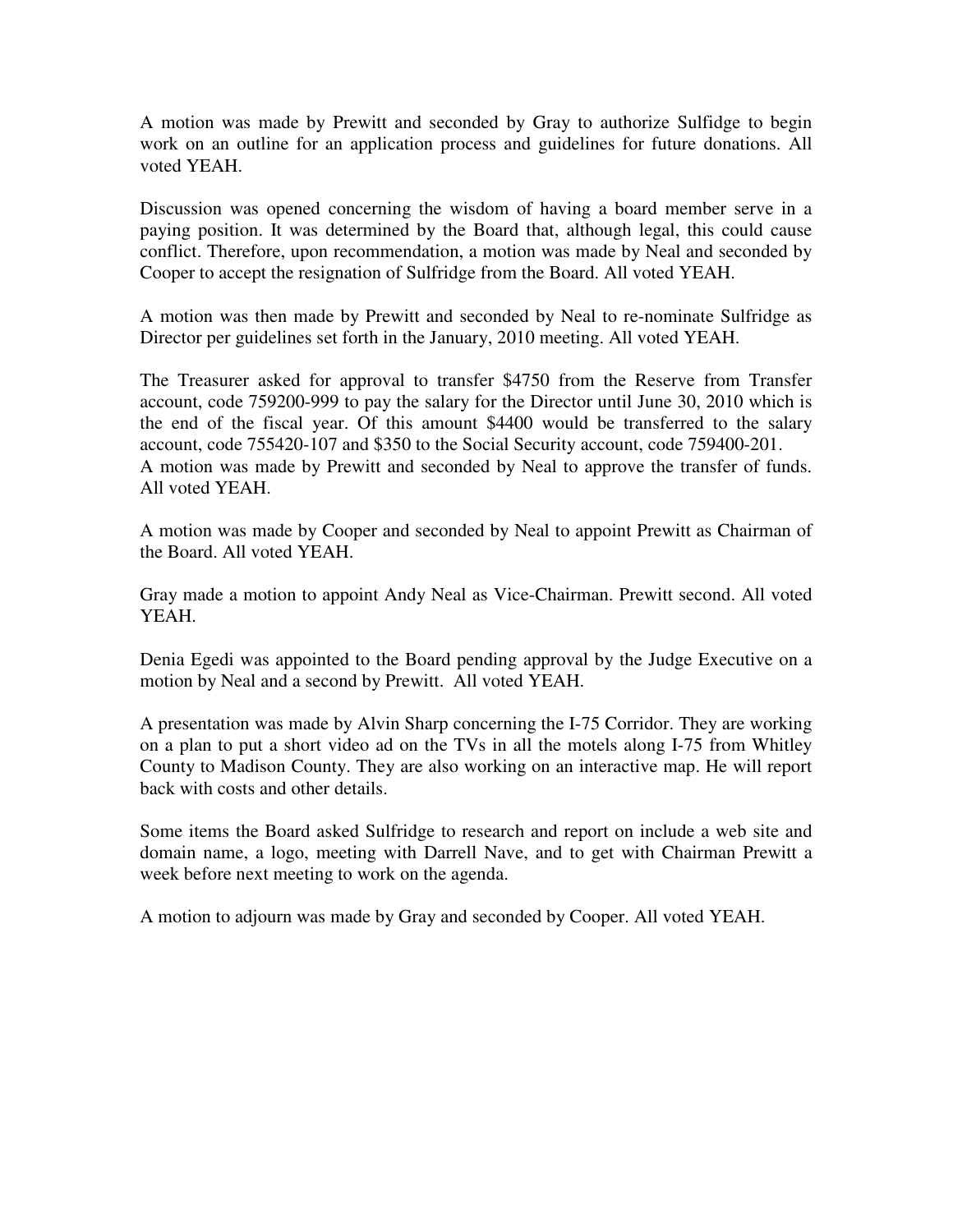A motion was made by Prewitt and seconded by Gray to authorize Sulfidge to begin work on an outline for an application process and guidelines for future donations. All voted YEAH.

Discussion was opened concerning the wisdom of having a board member serve in a paying position. It was determined by the Board that, although legal, this could cause conflict. Therefore, upon recommendation, a motion was made by Neal and seconded by Cooper to accept the resignation of Sulfridge from the Board. All voted YEAH.

A motion was then made by Prewitt and seconded by Neal to re-nominate Sulfridge as Director per guidelines set forth in the January, 2010 meeting. All voted YEAH.

The Treasurer asked for approval to transfer $4750 from the Reserve from Transfer account, code 759200-999 to pay the salary for the Director until June 30, 2010 which is the end of the fiscal year. Of this amount $4400 would be transferred to the salary account, code 755420-107 and $350 to the Social Security account, code 759400-201.
A motion was made by Prewitt and seconded by Neal to approve the transfer of funds. All voted YEAH.

A motion was made by Cooper and seconded by Neal to appoint Prewitt as Chairman of the Board. All voted YEAH.

Gray made a motion to appoint Andy Neal as Vice-Chairman. Prewitt second. All voted YEAH.

Denia Egedi was appointed to the Board pending approval by the Judge Executive on a motion by Neal and a second by Prewitt. All voted YEAH.

A presentation was made by Alvin Sharp concerning the I-75 Corridor. They are working on a plan to put a short video ad on the TVs in all the motels along I-75 from Whitley County to Madison County. They are also working on an interactive map. He will report back with costs and other details.

Some items the Board asked Sulfridge to research and report on include a web site and domain name, a logo, meeting with Darrell Nave, and to get with Chairman Prewitt a week before next meeting to work on the agenda.

A motion to adjourn was made by Gray and seconded by Cooper. All voted YEAH.